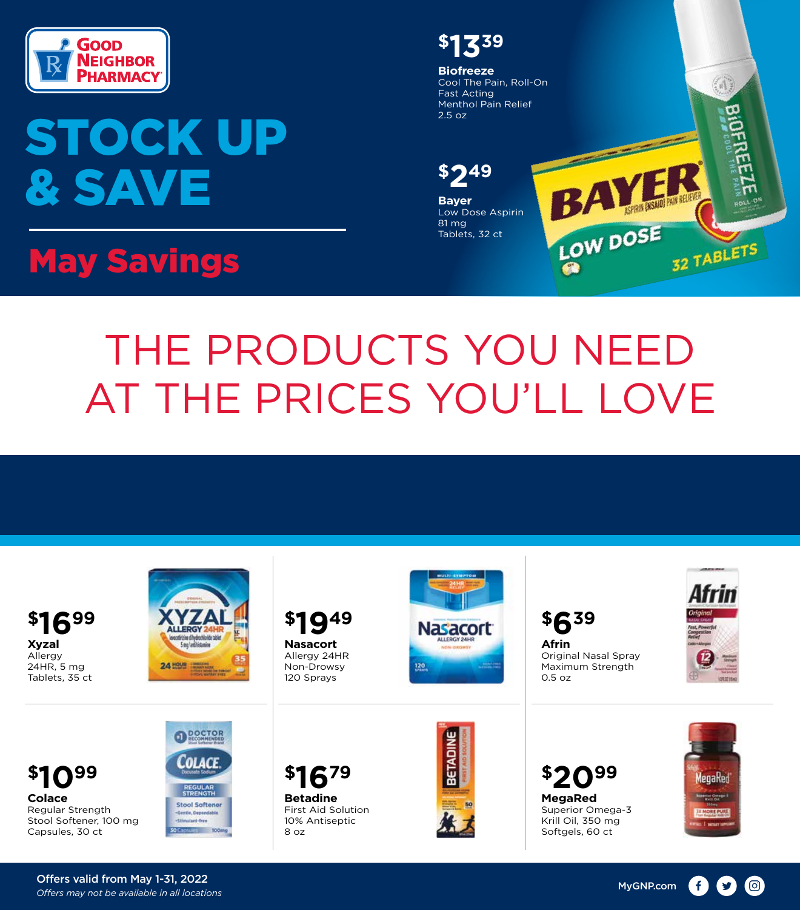Good Neighbor Pharmacy

# STOCK UP & SAVE

## May Savings

**$13.39**
**Biofreeze**
Cool The Pain, Roll-On
Fast Acting
Menthol Pain Relief
2.5 oz

**$2.49**
**Bayer**
Low Dose Aspirin
81 mg
Tablets, 32 ct

# THE PRODUCTS YOU NEED AT THE PRICES YOU'LL LOVE

**$16.99**
**Xyzal**
Allergy
24HR, 5 mg
Tablets, 35 ct

**$19.49**
**Nasacort**
Allergy 24HR
Non-Drowsy
120 Sprays

**$6.39**
**Afrin**
Original Nasal Spray
Maximum Strength
0.5 oz

**$10.99**
**Colace**
Regular Strength
Stool Softener, 100 mg
Capsules, 30 ct

**$16.79**
**Betadine**
First Aid Solution
10% Antiseptic
8 oz

**$20.99**
**MegaRed**
Superior Omega-3
Krill Oil, 350 mg
Softgels, 60 ct

Offers valid from May 1-31, 2022

*Offers may not be available in all locations*

MyGNP.com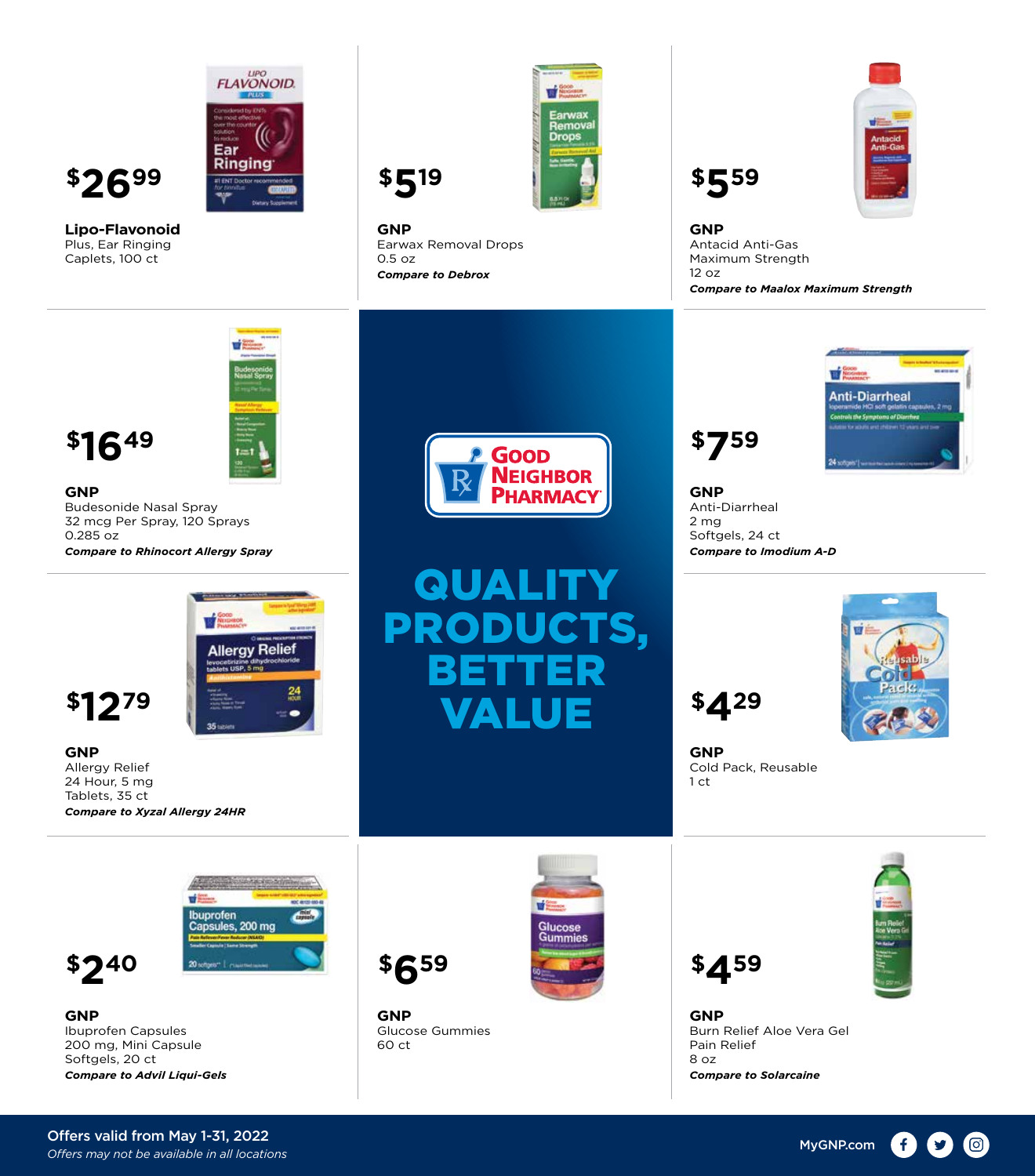$26.99

**Lipo-Flavonoid**
Plus, Ear Ringing
Caplets, 100 ct

$5.19

**GNP**
Earwax Removal Drops
0.5 oz
***Compare to Debrox***

$5.59

**GNP**
Antacid Anti-Gas
Maximum Strength
12 oz
***Compare to Maalox Maximum Strength***

$16.49

**GNP**
Budesonide Nasal Spray
32 mcg Per Spray, 120 Sprays
0.285 oz
***Compare to Rhinocort Allergy Spray***

GOOD NEIGHBOR PHARMACY

# QUALITY PRODUCTS, BETTER VALUE

$7.59

**GNP**
Anti-Diarrheal
2 mg
Softgels, 24 ct
***Compare to Imodium A-D***

$12.79

**GNP**
Allergy Relief
24 Hour, 5 mg
Tablets, 35 ct
***Compare to Xyzal Allergy 24HR***

$4.29

**GNP**
Cold Pack, Reusable
1 ct

$2.40

**GNP**
Ibuprofen Capsules
200 mg, Mini Capsule
Softgels, 20 ct
***Compare to Advil Liqui-Gels***

$6.59

**GNP**
Glucose Gummies
60 ct

$4.59

**GNP**
Burn Relief Aloe Vera Gel
Pain Relief
8 oz
***Compare to Solarcaine***

Offers valid from May 1-31, 2022
*Offers may not be available in all locations*

MyGNP.com